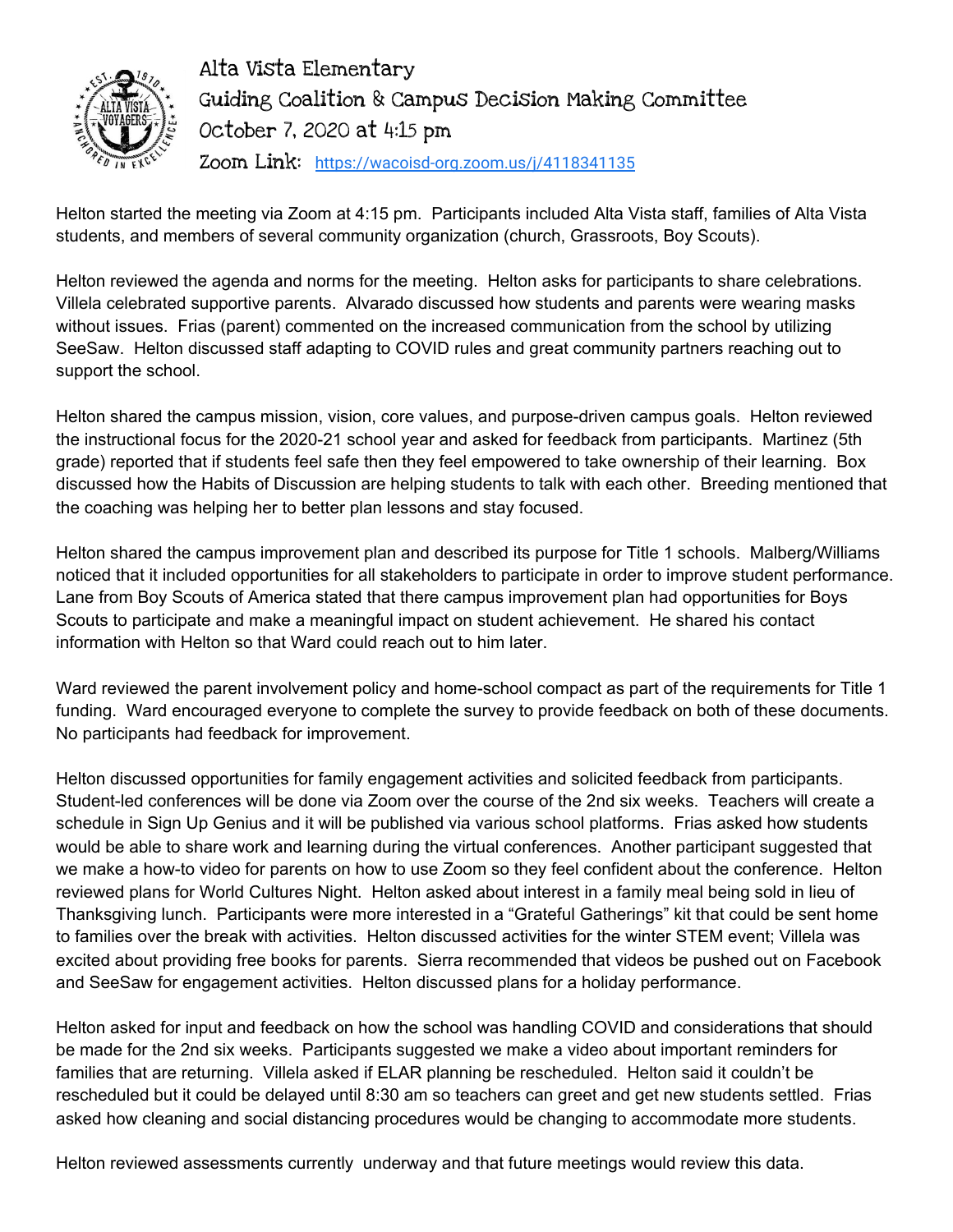# Alta Vista Elementary
## Guiding Coalition & Campus Decision Making Committee
### October 7, 2020 at 4:15 pm
### Zoom Link: https://wacoisd-org.zoom.us/j/4118341135

Helton started the meeting via Zoom at 4:15 pm. Participants included Alta Vista staff, families of Alta Vista students, and members of several community organization (church, Grassroots, Boy Scouts).

Helton reviewed the agenda and norms for the meeting. Helton asks for participants to share celebrations. Villela celebrated supportive parents. Alvarado discussed how students and parents were wearing masks without issues. Frias (parent) commented on the increased communication from the school by utilizing SeeSaw. Helton discussed staff adapting to COVID rules and great community partners reaching out to support the school.

Helton shared the campus mission, vision, core values, and purpose-driven campus goals. Helton reviewed the instructional focus for the 2020-21 school year and asked for feedback from participants. Martinez (5th grade) reported that if students feel safe then they feel empowered to take ownership of their learning. Box discussed how the Habits of Discussion are helping students to talk with each other. Breeding mentioned that the coaching was helping her to better plan lessons and stay focused.

Helton shared the campus improvement plan and described its purpose for Title 1 schools. Malberg/Williams noticed that it included opportunities for all stakeholders to participate in order to improve student performance. Lane from Boy Scouts of America stated that there campus improvement plan had opportunities for Boys Scouts to participate and make a meaningful impact on student achievement. He shared his contact information with Helton so that Ward could reach out to him later.

Ward reviewed the parent involvement policy and home-school compact as part of the requirements for Title 1 funding. Ward encouraged everyone to complete the survey to provide feedback on both of these documents. No participants had feedback for improvement.

Helton discussed opportunities for family engagement activities and solicited feedback from participants. Student-led conferences will be done via Zoom over the course of the 2nd six weeks. Teachers will create a schedule in Sign Up Genius and it will be published via various school platforms. Frias asked how students would be able to share work and learning during the virtual conferences. Another participant suggested that we make a how-to video for parents on how to use Zoom so they feel confident about the conference. Helton reviewed plans for World Cultures Night. Helton asked about interest in a family meal being sold in lieu of Thanksgiving lunch. Participants were more interested in a "Grateful Gatherings" kit that could be sent home to families over the break with activities. Helton discussed activities for the winter STEM event; Villela was excited about providing free books for parents. Sierra recommended that videos be pushed out on Facebook and SeeSaw for engagement activities. Helton discussed plans for a holiday performance.

Helton asked for input and feedback on how the school was handling COVID and considerations that should be made for the 2nd six weeks. Participants suggested we make a video about important reminders for families that are returning. Villela asked if ELAR planning be rescheduled. Helton said it couldn't be rescheduled but it could be delayed until 8:30 am so teachers can greet and get new students settled. Frias asked how cleaning and social distancing procedures would be changing to accommodate more students.

Helton reviewed assessments currently underway and that future meetings would review this data.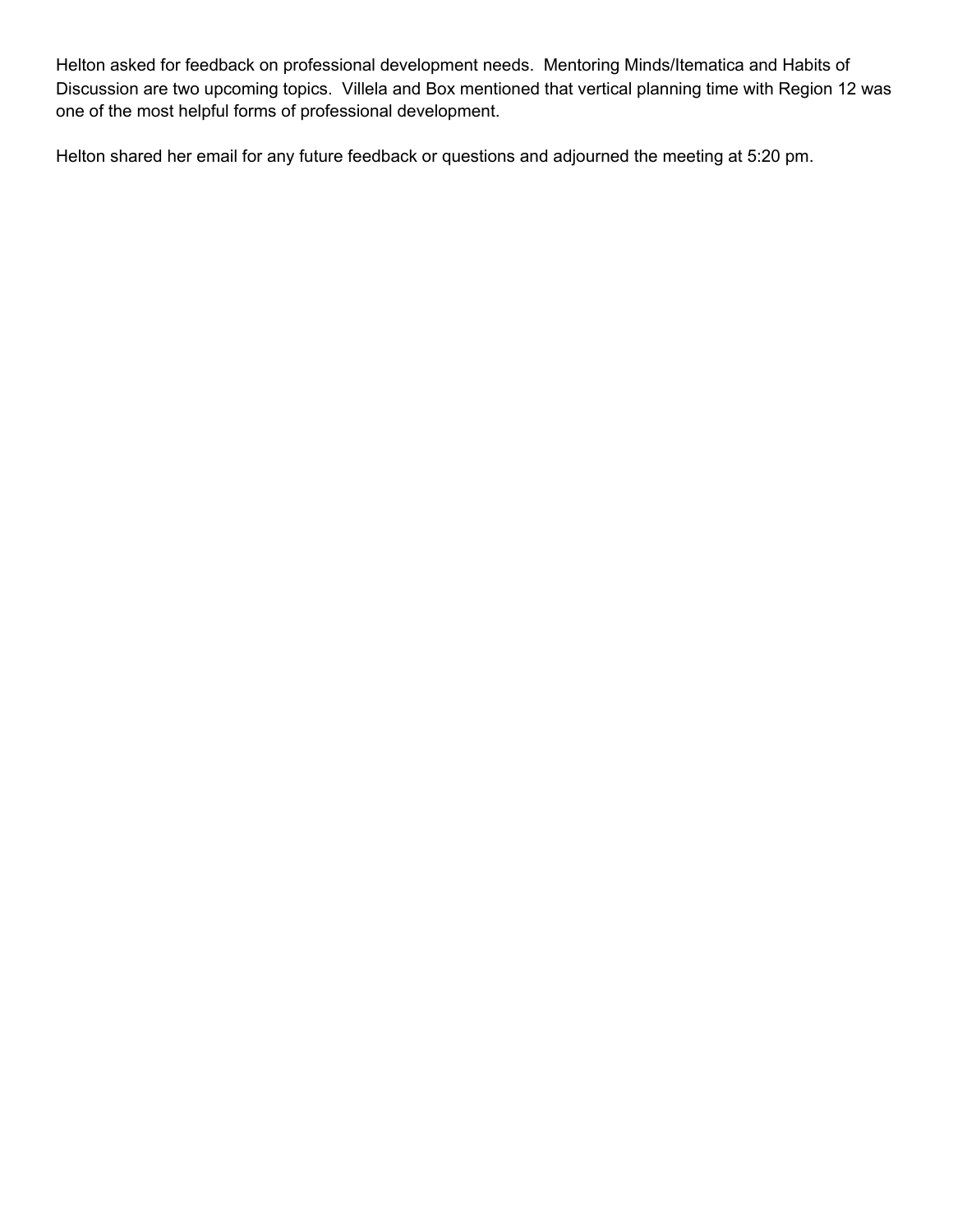Helton asked for feedback on professional development needs. Mentoring Minds/Itematica and Habits of Discussion are two upcoming topics. Villela and Box mentioned that vertical planning time with Region 12 was one of the most helpful forms of professional development.

Helton shared her email for any future feedback or questions and adjourned the meeting at 5:20 pm.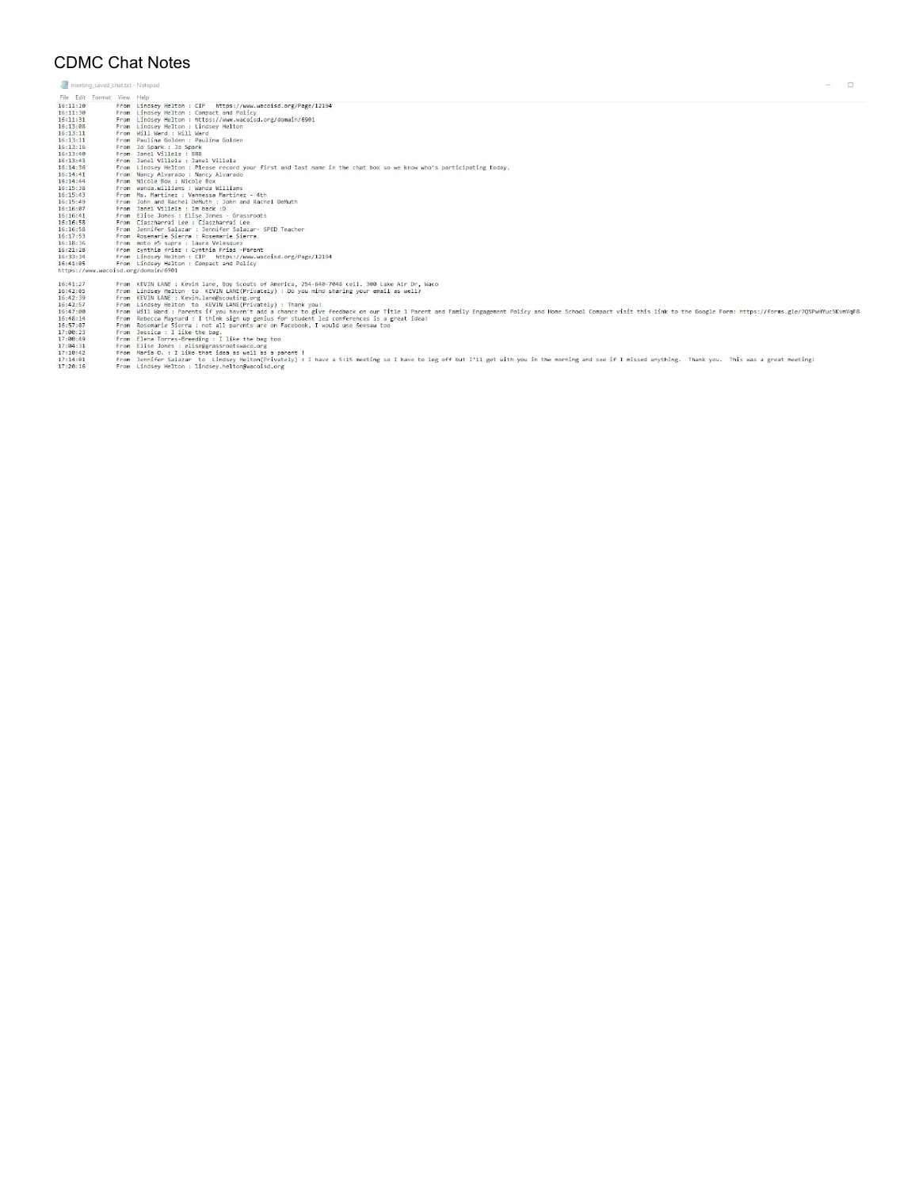# CDMC Chat Notes

```
meeting_saved_chat.txt - Notepad
File  Edit  Format  View  Help
16:11:10        From  Lindsey Helton : CIP   https://www.wacoisd.org/Page/12194
16:11:30        From  Lindsey Helton : Compact and Policy
16:11:31        From  Lindsey Helton : https://www.wacoisd.org/domain/6901
16:13:08        From  Lindsey Helton : Lindsey Helton
16:13:11        From  Will Ward : Will Ward
16:13:11        From  Paulina Golden : Paulina Golden
16:13:16        From  Jo Spark : Jo Spark
16:13:40        From  Janel Villela : BRB
16:13:43        From  Janel Villela : Janel Villela
16:14:36        From  Lindsey Helton : Please record your first and last name in the chat box so we know who's participating today.
16:14:41        From  Nancy Alvarado : Nancy Alvarado
16:14:44        From  Nicole Box : Nicole Box
16:15:38        From  wanda.williams : Wanda Williams
16:15:43        From  Ms. Martinez : Vannessa Martinez - 4th
16:15:49        From  John and Rachel DeMuth : John and Rachel DeMuth
16:16:07        From  Janel Villela : Im back :D
16:16:41        From  Elise Jones : Elise Jones - Grassroots
16:16:58        From  Ciaszharrai Lee : Ciaszharrai Lee
16:16:58        From  Jennifer Salazar : Jennifer Salazar- SPED Teacher
16:17:53        From  Rosemarie Sierra : Rosemarie Sierra
16:18:36        From  moto e5 supra : laura Velasquez
16:21:28        From  cynthia frias : Cynthia Frias -Parent
16:33:34        From  Lindsey Helton : CIP   https://www.wacoisd.org/Page/12194
16:41:05        From  Lindsey Helton : Compact and Policy
https://www.wacoisd.org/domain/6901

16:41:27        From  KEVIN LANE : Kevin lane, Boy Scouts of America, 254-640-7048 cell. 300 Lake Air Dr, Waco
16:42:03        From  Lindsey Helton  to  KEVIN LANE(Privately) : Do you mind sharing your email as well?
16:42:39        From  KEVIN LANE : Kevin.lane@scouting.org
16:42:57        From  Lindsey Helton  to  KEVIN LANE(Privately) : Thank you!
16:47:00        From  Will Ward : Parents if you haven't add a chance to give feedback on our Title 1 Parent and Family Engagement Policy and Home School Compact visit this link to the Google Form: https://forms.gle/7QSPwHYuc5KvmYqF8
16:48:14        From  Rebecca Maynard : I think sign up genius for student led conferences is a great idea!
16:57:07        From  Rosemarie Sierra : not all parents are on Facebook, I would use Seesaw too
17:00:23        From  Jessica : I like the bag.
17:00:49        From  Elena Torres-Breeding : I like the bag too
17:04:31        From  Elise Jones : elise@grassrootswaco.org
17:10:42        From  Maria O. : I like that idea as well as a parent !
17:14:01        From  Jennifer Salazar  to  Lindsey Helton(Privately) : I have a 5:15 meeting so I have to log off but I'll get with you in the morning and see if I missed anything.  Thank you.  This was a great meeting!
17:20:16        From  Lindsey Helton : lindsey.helton@wacoisd.org
```